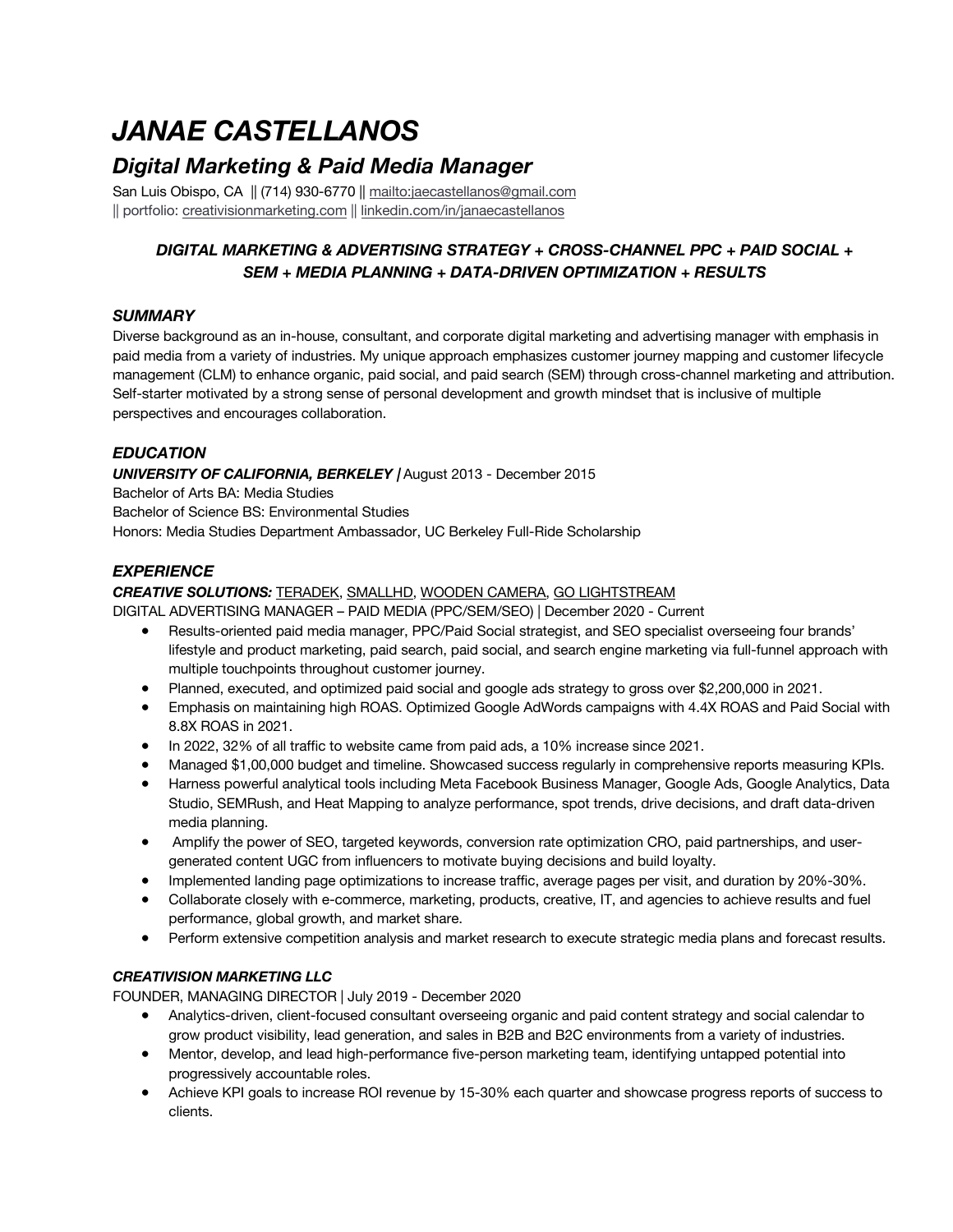# *JANAE CASTELLANOS*

## *Digital Marketing & Paid Media Manager*

San Luis Obispo, CA || (714) 930-6770 || [mailto:jaecastellanos@gmail.com](mailto:jaecastellanos@gmail.com) || portfolio: [creativisionmarketing.com](creativisionmarketing.com) || [linkedin.com/in/janaecastellanos](linkedin.com/in/janaecastellanos)

***DIGITAL MARKETING & ADVERTISING STRATEGY + CROSS-CHANNEL PPC + PAID SOCIAL + SEM + MEDIA PLANNING + DATA-DRIVEN OPTIMIZATION + RESULTS***

### *SUMMARY*

Diverse background as an in-house, consultant, and corporate digital marketing and advertising manager with emphasis in paid media from a variety of industries. My unique approach emphasizes customer journey mapping and customer lifecycle management (CLM) to enhance organic, paid social, and paid search (SEM) through cross-channel marketing and attribution. Self-starter motivated by a strong sense of personal development and growth mindset that is inclusive of multiple perspectives and encourages collaboration.

### *EDUCATION*

***UNIVERSITY OF CALIFORNIA, BERKELEY |*** August 2013 - December 2015
Bachelor of Arts BA: Media Studies
Bachelor of Science BS: Environmental Studies
Honors: Media Studies Department Ambassador, UC Berkeley Full-Ride Scholarship

### *EXPERIENCE*

***CREATIVE SOLUTIONS:*** TERADEK, SMALLHD, WOODEN CAMERA, GO LIGHTSTREAM
DIGITAL ADVERTISING MANAGER – PAID MEDIA (PPC/SEM/SEO) | December 2020 - Current

- Results-oriented paid media manager, PPC/Paid Social strategist, and SEO specialist overseeing four brands' lifestyle and product marketing, paid search, paid social, and search engine marketing via full-funnel approach with multiple touchpoints throughout customer journey.
- Planned, executed, and optimized paid social and google ads strategy to gross over $2,200,000 in 2021.
- Emphasis on maintaining high ROAS. Optimized Google AdWords campaigns with 4.4X ROAS and Paid Social with 8.8X ROAS in 2021.
- In 2022, 32% of all traffic to website came from paid ads, a 10% increase since 2021.
- Managed $1,00,000 budget and timeline. Showcased success regularly in comprehensive reports measuring KPIs.
- Harness powerful analytical tools including Meta Facebook Business Manager, Google Ads, Google Analytics, Data Studio, SEMRush, and Heat Mapping to analyze performance, spot trends, drive decisions, and draft data-driven media planning.
- Amplify the power of SEO, targeted keywords, conversion rate optimization CRO, paid partnerships, and user-generated content UGC from influencers to motivate buying decisions and build loyalty.
- Implemented landing page optimizations to increase traffic, average pages per visit, and duration by 20%-30%.
- Collaborate closely with e-commerce, marketing, products, creative, IT, and agencies to achieve results and fuel performance, global growth, and market share.
- Perform extensive competition analysis and market research to execute strategic media plans and forecast results.

***CREATIVISION MARKETING LLC***
FOUNDER, MANAGING DIRECTOR | July 2019 - December 2020

- Analytics-driven, client-focused consultant overseeing organic and paid content strategy and social calendar to grow product visibility, lead generation, and sales in B2B and B2C environments from a variety of industries.
- Mentor, develop, and lead high-performance five-person marketing team, identifying untapped potential into progressively accountable roles.
- Achieve KPI goals to increase ROI revenue by 15-30% each quarter and showcase progress reports of success to clients.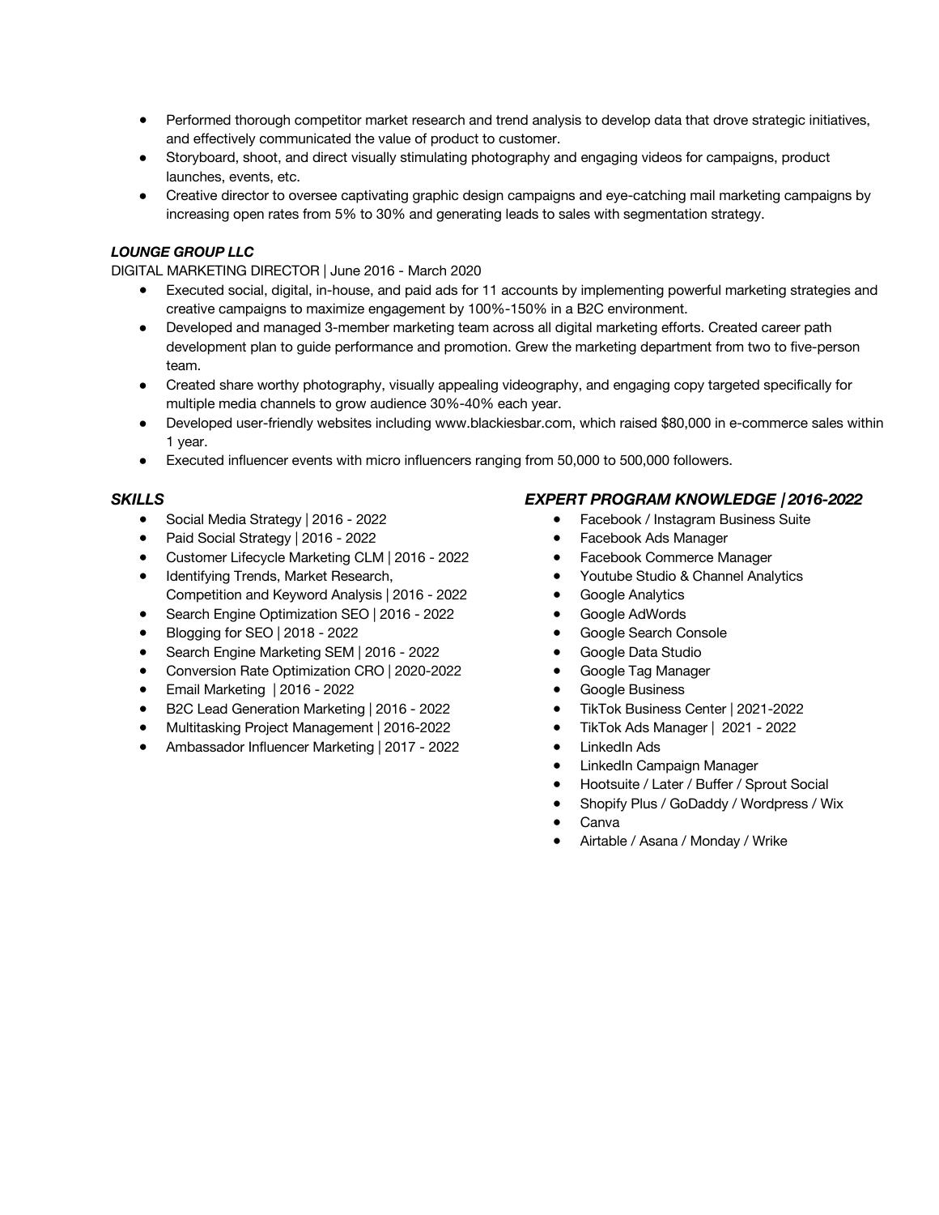- Performed thorough competitor market research and trend analysis to develop data that drove strategic initiatives, and effectively communicated the value of product to customer.
- Storyboard, shoot, and direct visually stimulating photography and engaging videos for campaigns, product launches, events, etc.
- Creative director to oversee captivating graphic design campaigns and eye-catching mail marketing campaigns by increasing open rates from 5% to 30% and generating leads to sales with segmentation strategy.

***LOUNGE GROUP LLC***

DIGITAL MARKETING DIRECTOR | June 2016 - March 2020

- Executed social, digital, in-house, and paid ads for 11 accounts by implementing powerful marketing strategies and creative campaigns to maximize engagement by 100%-150% in a B2C environment.
- Developed and managed 3-member marketing team across all digital marketing efforts. Created career path development plan to guide performance and promotion. Grew the marketing department from two to five-person team.
- Created share worthy photography, visually appealing videography, and engaging copy targeted specifically for multiple media channels to grow audience 30%-40% each year.
- Developed user-friendly websites including www.blackiesbar.com, which raised $80,000 in e-commerce sales within 1 year.
- Executed influencer events with micro influencers ranging from 50,000 to 500,000 followers.

***SKILLS***

- Social Media Strategy | 2016 - 2022
- Paid Social Strategy | 2016 - 2022
- Customer Lifecycle Marketing CLM | 2016 - 2022
- Identifying Trends, Market Research, Competition and Keyword Analysis | 2016 - 2022
- Search Engine Optimization SEO | 2016 - 2022
- Blogging for SEO | 2018 - 2022
- Search Engine Marketing SEM | 2016 - 2022
- Conversion Rate Optimization CRO | 2020-2022
- Email Marketing | 2016 - 2022
- B2C Lead Generation Marketing | 2016 - 2022
- Multitasking Project Management | 2016-2022
- Ambassador Influencer Marketing | 2017 - 2022

***EXPERT PROGRAM KNOWLEDGE | 2016-2022***

- Facebook / Instagram Business Suite
- Facebook Ads Manager
- Facebook Commerce Manager
- Youtube Studio & Channel Analytics
- Google Analytics
- Google AdWords
- Google Search Console
- Google Data Studio
- Google Tag Manager
- Google Business
- TikTok Business Center | 2021-2022
- TikTok Ads Manager | 2021 - 2022
- LinkedIn Ads
- LinkedIn Campaign Manager
- Hootsuite / Later / Buffer / Sprout Social
- Shopify Plus / GoDaddy / Wordpress / Wix
- Canva
- Airtable / Asana / Monday / Wrike